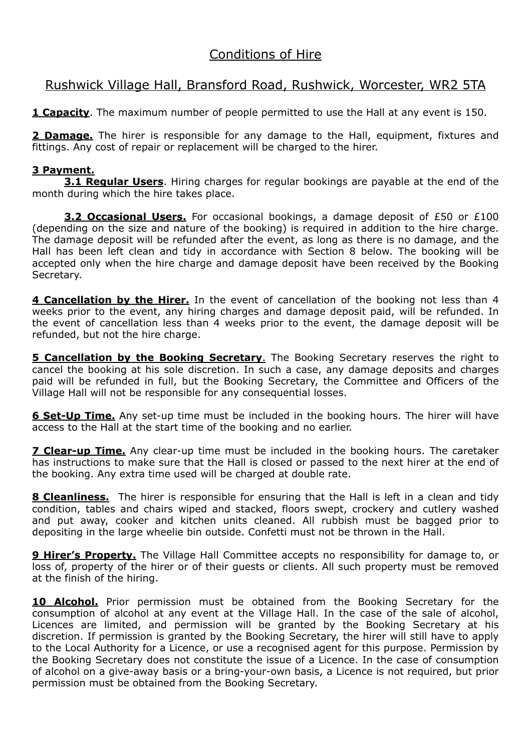# Conditions of Hire

## Rushwick Village Hall, Bransford Road, Rushwick, Worcester, WR2 5TA

**1 Capacity**. The maximum number of people permitted to use the Hall at any event is 150.

**2 Damage.** The hirer is responsible for any damage to the Hall, equipment, fixtures and fittings. Any cost of repair or replacement will be charged to the hirer.

**3 Payment.**

**3.1 Regular Users**. Hiring charges for regular bookings are payable at the end of the month during which the hire takes place.

**3.2 Occasional Users.** For occasional bookings, a damage deposit of £50 or £100 (depending on the size and nature of the booking) is required in addition to the hire charge. The damage deposit will be refunded after the event, as long as there is no damage, and the Hall has been left clean and tidy in accordance with Section 8 below. The booking will be accepted only when the hire charge and damage deposit have been received by the Booking Secretary.

**4 Cancellation by the Hirer.** In the event of cancellation of the booking not less than 4 weeks prior to the event, any hiring charges and damage deposit paid, will be refunded. In the event of cancellation less than 4 weeks prior to the event, the damage deposit will be refunded, but not the hire charge.

**5 Cancellation by the Booking Secretary**. The Booking Secretary reserves the right to cancel the booking at his sole discretion. In such a case, any damage deposits and charges paid will be refunded in full, but the Booking Secretary, the Committee and Officers of the Village Hall will not be responsible for any consequential losses.

**6 Set-Up Time.** Any set-up time must be included in the booking hours. The hirer will have access to the Hall at the start time of the booking and no earlier.

**7 Clear-up Time.** Any clear-up time must be included in the booking hours. The caretaker has instructions to make sure that the Hall is closed or passed to the next hirer at the end of the booking. Any extra time used will be charged at double rate.

**8 Cleanliness.** The hirer is responsible for ensuring that the Hall is left in a clean and tidy condition, tables and chairs wiped and stacked, floors swept, crockery and cutlery washed and put away, cooker and kitchen units cleaned. All rubbish must be bagged prior to depositing in the large wheelie bin outside. Confetti must not be thrown in the Hall.

**9 Hirer's Property.** The Village Hall Committee accepts no responsibility for damage to, or loss of, property of the hirer or of their guests or clients. All such property must be removed at the finish of the hiring.

**10 Alcohol.** Prior permission must be obtained from the Booking Secretary for the consumption of alcohol at any event at the Village Hall. In the case of the sale of alcohol, Licences are limited, and permission will be granted by the Booking Secretary at his discretion. If permission is granted by the Booking Secretary, the hirer will still have to apply to the Local Authority for a Licence, or use a recognised agent for this purpose. Permission by the Booking Secretary does not constitute the issue of a Licence. In the case of consumption of alcohol on a give-away basis or a bring-your-own basis, a Licence is not required, but prior permission must be obtained from the Booking Secretary.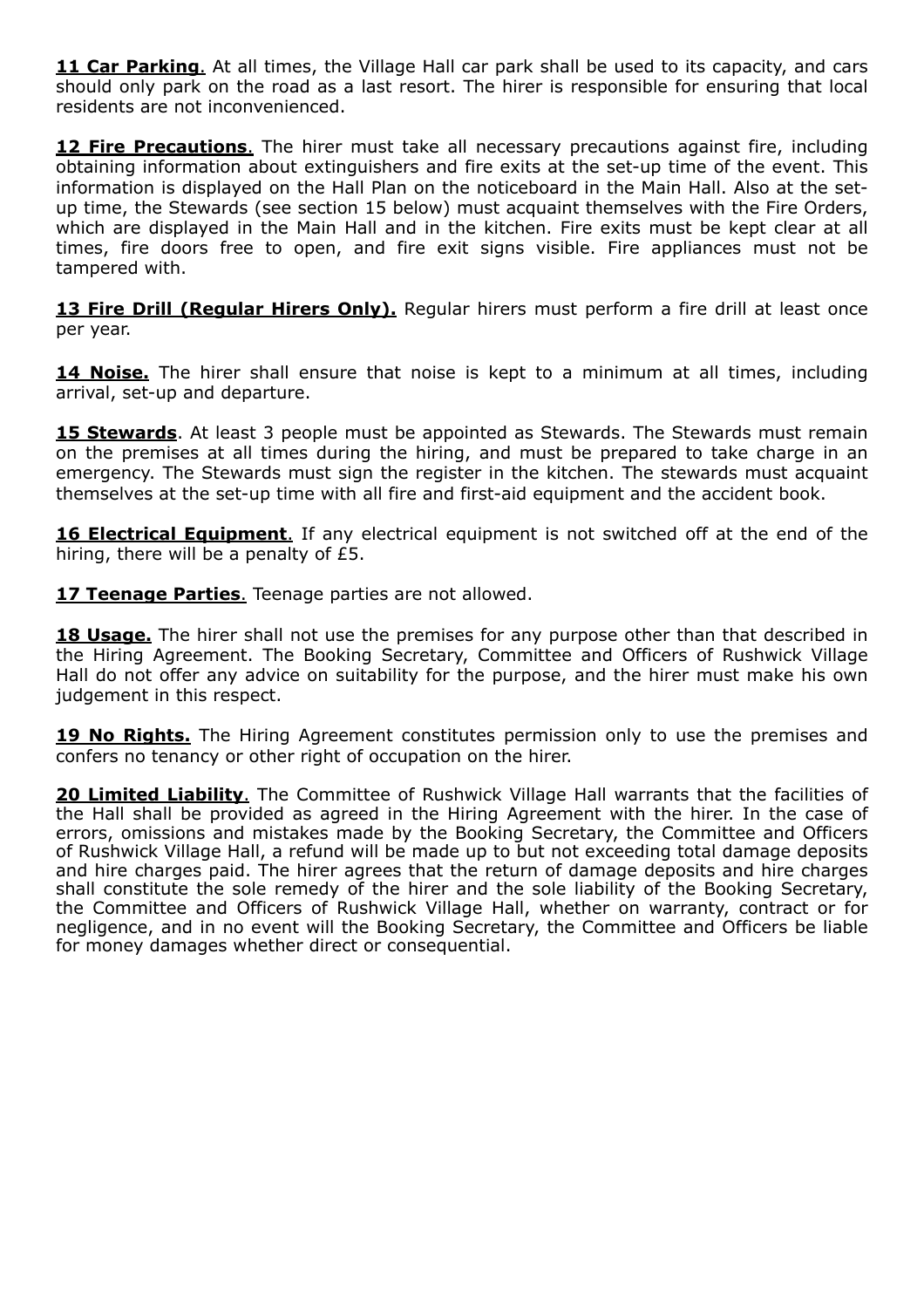**11 Car Parking**. At all times, the Village Hall car park shall be used to its capacity, and cars should only park on the road as a last resort. The hirer is responsible for ensuring that local residents are not inconvenienced.

**12 Fire Precautions**. The hirer must take all necessary precautions against fire, including obtaining information about extinguishers and fire exits at the set-up time of the event. This information is displayed on the Hall Plan on the noticeboard in the Main Hall. Also at the set-up time, the Stewards (see section 15 below) must acquaint themselves with the Fire Orders, which are displayed in the Main Hall and in the kitchen. Fire exits must be kept clear at all times, fire doors free to open, and fire exit signs visible. Fire appliances must not be tampered with.

**13 Fire Drill (Regular Hirers Only).** Regular hirers must perform a fire drill at least once per year.

**14 Noise.** The hirer shall ensure that noise is kept to a minimum at all times, including arrival, set-up and departure.

**15 Stewards**. At least 3 people must be appointed as Stewards. The Stewards must remain on the premises at all times during the hiring, and must be prepared to take charge in an emergency. The Stewards must sign the register in the kitchen. The stewards must acquaint themselves at the set-up time with all fire and first-aid equipment and the accident book.

**16 Electrical Equipment**. If any electrical equipment is not switched off at the end of the hiring, there will be a penalty of £5.

**17 Teenage Parties**. Teenage parties are not allowed.

**18 Usage.** The hirer shall not use the premises for any purpose other than that described in the Hiring Agreement. The Booking Secretary, Committee and Officers of Rushwick Village Hall do not offer any advice on suitability for the purpose, and the hirer must make his own judgement in this respect.

**19 No Rights.** The Hiring Agreement constitutes permission only to use the premises and confers no tenancy or other right of occupation on the hirer.

**20 Limited Liability**. The Committee of Rushwick Village Hall warrants that the facilities of the Hall shall be provided as agreed in the Hiring Agreement with the hirer. In the case of errors, omissions and mistakes made by the Booking Secretary, the Committee and Officers of Rushwick Village Hall, a refund will be made up to but not exceeding total damage deposits and hire charges paid. The hirer agrees that the return of damage deposits and hire charges shall constitute the sole remedy of the hirer and the sole liability of the Booking Secretary, the Committee and Officers of Rushwick Village Hall, whether on warranty, contract or for negligence, and in no event will the Booking Secretary, the Committee and Officers be liable for money damages whether direct or consequential.